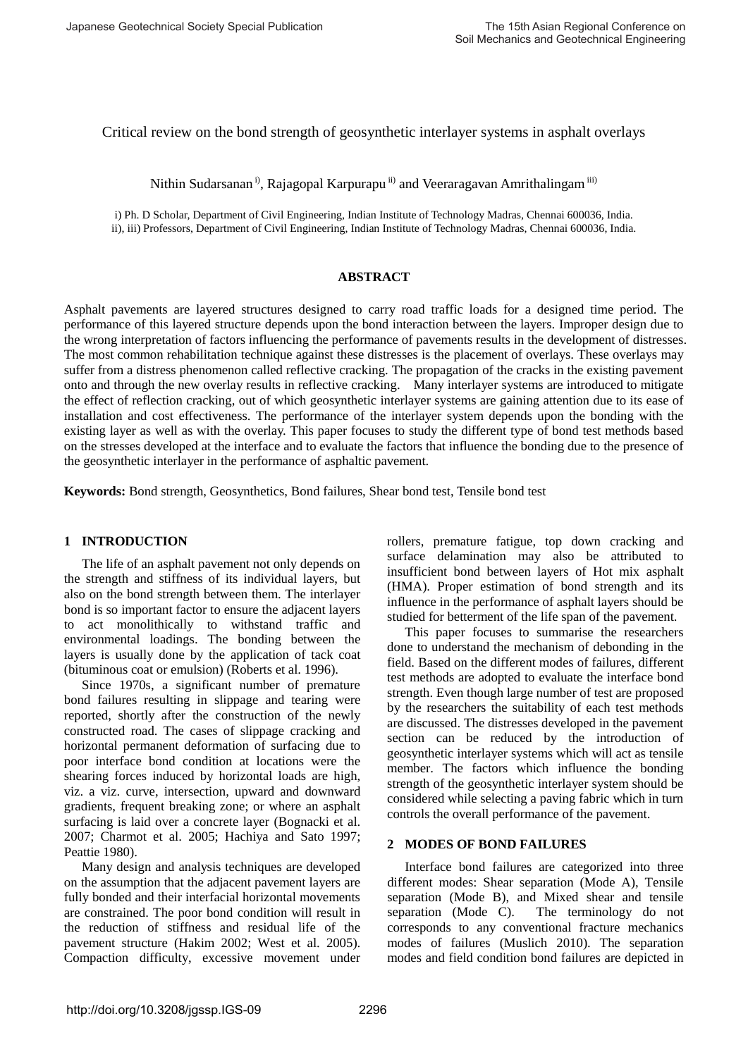# Critical review on the bond strength of geosynthetic interlayer systems in asphalt overlays

Nithin Sudarsanan [i], Rajagopal Karpurapu [ii] and Veeraragavan Amrithalingam [iii]

i) Ph. D Scholar, Department of Civil Engineering, Indian Institute of Technology Madras, Chennai 600036, India.
ii), iii) Professors, Department of Civil Engineering, Indian Institute of Technology Madras, Chennai 600036, India.

## ABSTRACT

Asphalt pavements are layered structures designed to carry road traffic loads for a designed time period. The performance of this layered structure depends upon the bond interaction between the layers. Improper design due to the wrong interpretation of factors influencing the performance of pavements results in the development of distresses. The most common rehabilitation technique against these distresses is the placement of overlays. These overlays may suffer from a distress phenomenon called reflective cracking. The propagation of the cracks in the existing pavement onto and through the new overlay results in reflective cracking. Many interlayer systems are introduced to mitigate the effect of reflection cracking, out of which geosynthetic interlayer systems are gaining attention due to its ease of installation and cost effectiveness. The performance of the interlayer system depends upon the bonding with the existing layer as well as with the overlay. This paper focuses to study the different type of bond test methods based on the stresses developed at the interface and to evaluate the factors that influence the bonding due to the presence of the geosynthetic interlayer in the performance of asphaltic pavement.

**Keywords:** Bond strength, Geosynthetics, Bond failures, Shear bond test, Tensile bond test

## 1 INTRODUCTION

The life of an asphalt pavement not only depends on the strength and stiffness of its individual layers, but also on the bond strength between them. The interlayer bond is so important factor to ensure the adjacent layers to act monolithically to withstand traffic and environmental loadings. The bonding between the layers is usually done by the application of tack coat (bituminous coat or emulsion) (Roberts et al. 1996).

Since 1970s, a significant number of premature bond failures resulting in slippage and tearing were reported, shortly after the construction of the newly constructed road. The cases of slippage cracking and horizontal permanent deformation of surfacing due to poor interface bond condition at locations were the shearing forces induced by horizontal loads are high, viz. a viz. curve, intersection, upward and downward gradients, frequent breaking zone; or where an asphalt surfacing is laid over a concrete layer (Bognacki et al. 2007; Charmot et al. 2005; Hachiya and Sato 1997; Peattie 1980).

Many design and analysis techniques are developed on the assumption that the adjacent pavement layers are fully bonded and their interfacial horizontal movements are constrained. The poor bond condition will result in the reduction of stiffness and residual life of the pavement structure (Hakim 2002; West et al. 2005). Compaction difficulty, excessive movement under rollers, premature fatigue, top down cracking and surface delamination may also be attributed to insufficient bond between layers of Hot mix asphalt (HMA). Proper estimation of bond strength and its influence in the performance of asphalt layers should be studied for betterment of the life span of the pavement.

This paper focuses to summarise the researchers done to understand the mechanism of debonding in the field. Based on the different modes of failures, different test methods are adopted to evaluate the interface bond strength. Even though large number of test are proposed by the researchers the suitability of each test methods are discussed. The distresses developed in the pavement section can be reduced by the introduction of geosynthetic interlayer systems which will act as tensile member. The factors which influence the bonding strength of the geosynthetic interlayer system should be considered while selecting a paving fabric which in turn controls the overall performance of the pavement.

## 2 MODES OF BOND FAILURES

Interface bond failures are categorized into three different modes: Shear separation (Mode A), Tensile separation (Mode B), and Mixed shear and tensile separation (Mode C). The terminology do not corresponds to any conventional fracture mechanics modes of failures (Muslich 2010). The separation modes and field condition bond failures are depicted in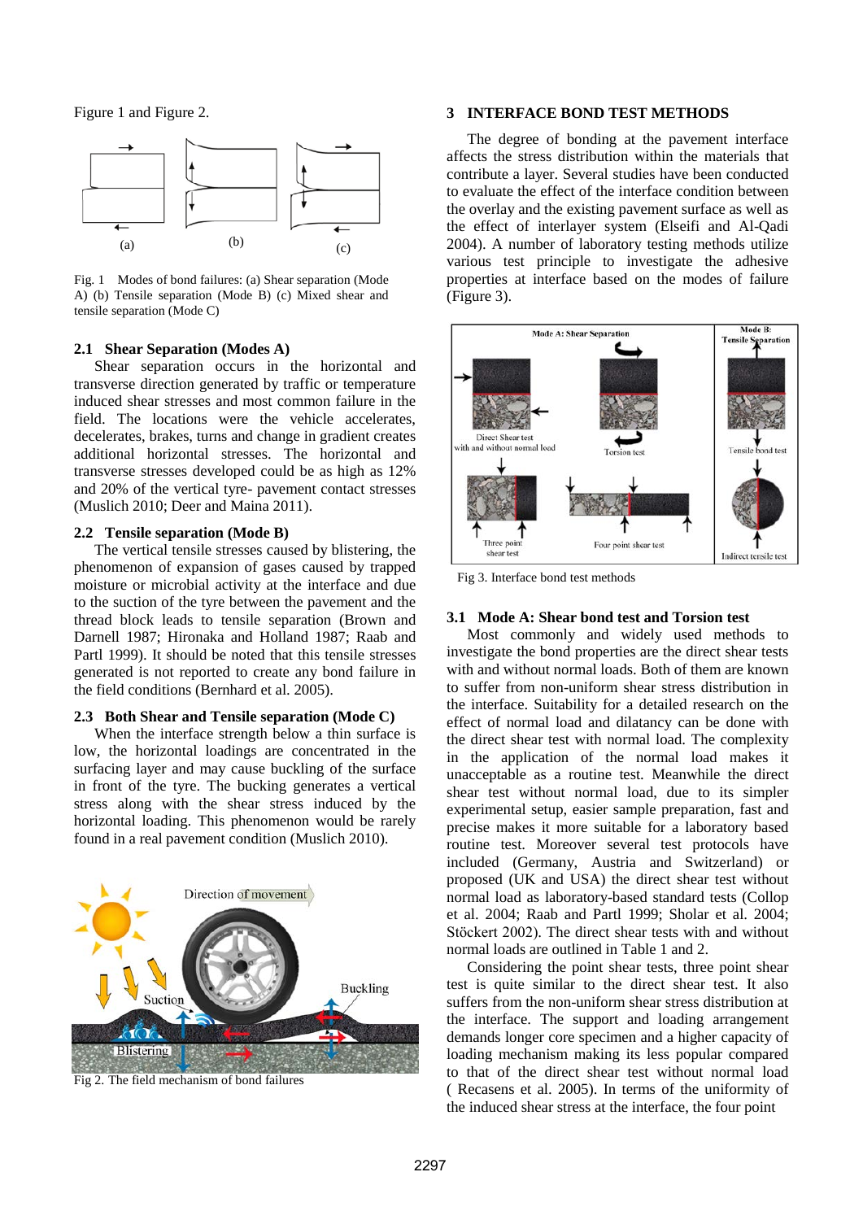Figure 1 and Figure 2.

Fig. 1 Modes of bond failures: (a) Shear separation (Mode A) (b) Tensile separation (Mode B) (c) Mixed shear and tensile separation (Mode C)

### 2.1 Shear Separation (Modes A)

Shear separation occurs in the horizontal and transverse direction generated by traffic or temperature induced shear stresses and most common failure in the field. The locations were the vehicle accelerates, decelerates, brakes, turns and change in gradient creates additional horizontal stresses. The horizontal and transverse stresses developed could be as high as 12% and 20% of the vertical tyre- pavement contact stresses (Muslich 2010; Deer and Maina 2011).

### 2.2 Tensile separation (Mode B)

The vertical tensile stresses caused by blistering, the phenomenon of expansion of gases caused by trapped moisture or microbial activity at the interface and due to the suction of the tyre between the pavement and the thread block leads to tensile separation (Brown and Darnell 1987; Hironaka and Holland 1987; Raab and Partl 1999). It should be noted that this tensile stresses generated is not reported to create any bond failure in the field conditions (Bernhard et al. 2005).

### 2.3 Both Shear and Tensile separation (Mode C)

When the interface strength below a thin surface is low, the horizontal loadings are concentrated in the surfacing layer and may cause buckling of the surface in front of the tyre. The bucking generates a vertical stress along with the shear stress induced by the horizontal loading. This phenomenon would be rarely found in a real pavement condition (Muslich 2010).

Fig 2. The field mechanism of bond failures

## 3 INTERFACE BOND TEST METHODS

The degree of bonding at the pavement interface affects the stress distribution within the materials that contribute a layer. Several studies have been conducted to evaluate the effect of the interface condition between the overlay and the existing pavement surface as well as the effect of interlayer system (Elseifi and Al-Qadi 2004). A number of laboratory testing methods utilize various test principle to investigate the adhesive properties at interface based on the modes of failure (Figure 3).

Fig 3. Interface bond test methods

### 3.1 Mode A: Shear bond test and Torsion test

Most commonly and widely used methods to investigate the bond properties are the direct shear tests with and without normal loads. Both of them are known to suffer from non-uniform shear stress distribution in the interface. Suitability for a detailed research on the effect of normal load and dilatancy can be done with the direct shear test with normal load. The complexity in the application of the normal load makes it unacceptable as a routine test. Meanwhile the direct shear test without normal load, due to its simpler experimental setup, easier sample preparation, fast and precise makes it more suitable for a laboratory based routine test. Moreover several test protocols have included (Germany, Austria and Switzerland) or proposed (UK and USA) the direct shear test without normal load as laboratory-based standard tests (Collop et al. 2004; Raab and Partl 1999; Sholar et al. 2004; Stöckert 2002). The direct shear tests with and without normal loads are outlined in Table 1 and 2.

Considering the point shear tests, three point shear test is quite similar to the direct shear test. It also suffers from the non-uniform shear stress distribution at the interface. The support and loading arrangement demands longer core specimen and a higher capacity of loading mechanism making its less popular compared to that of the direct shear test without normal load ( Recasens et al. 2005). In terms of the uniformity of the induced shear stress at the interface, the four point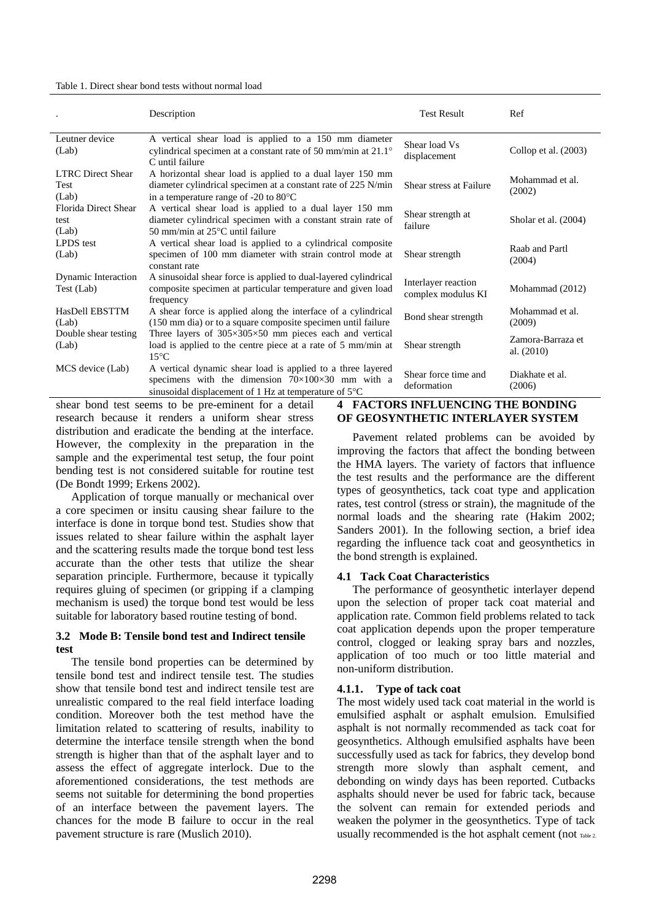Table 1. Direct shear bond tests without normal load

| . | Description | Test Result | Ref |
|---|---|---|---|
| Leutner device (Lab) | A vertical shear load is applied to a 150 mm diameter cylindrical specimen at a constant rate of 50 mm/min at 21.1° C until failure | Shear load Vs displacement | Collop et al. (2003) |
| LTRC Direct Shear Test (Lab) | A horizontal shear load is applied to a dual layer 150 mm diameter cylindrical specimen at a constant rate of 225 N/min in a temperature range of -20 to 80°C | Shear stress at Failure | Mohammad et al. (2002) |
| Florida Direct Shear test (Lab) | A vertical shear load is applied to a dual layer 150 mm diameter cylindrical specimen with a constant strain rate of 50 mm/min at 25°C until failure | Shear strength at failure | Sholar et al. (2004) |
| LPDS test (Lab) | A vertical shear load is applied to a cylindrical composite specimen of 100 mm diameter with strain control mode at constant rate | Shear strength | Raab and Partl (2004) |
| Dynamic Interaction Test (Lab) | A sinusoidal shear force is applied to dual-layered cylindrical composite specimen at particular temperature and given load frequency | Interlayer reaction complex modulus KI | Mohammad (2012) |
| HasDell EBSTTM (Lab) | A shear force is applied along the interface of a cylindrical (150 mm dia) or to a square composite specimen until failure | Bond shear strength | Mohammad et al. (2009) |
| Double shear testing (Lab) | Three layers of 305×305×50 mm pieces each and vertical load is applied to the centre piece at a rate of 5 mm/min at 15°C | Shear strength | Zamora-Barraza et al. (2010) |
| MCS device (Lab) | A vertical dynamic shear load is applied to a three layered specimens with the dimension 70×100×30 mm with a sinusoidal displacement of 1 Hz at temperature of 5°C | Shear force time and deformation | Diakhate et al. (2006) |

shear bond test seems to be pre-eminent for a detail research because it renders a uniform shear stress distribution and eradicate the bending at the interface. However, the complexity in the preparation in the sample and the experimental test setup, the four point bending test is not considered suitable for routine test (De Bondt 1999; Erkens 2002).

Application of torque manually or mechanical over a core specimen or insitu causing shear failure to the interface is done in torque bond test. Studies show that issues related to shear failure within the asphalt layer and the scattering results made the torque bond test less accurate than the other tests that utilize the shear separation principle. Furthermore, because it typically requires gluing of specimen (or gripping if a clamping mechanism is used) the torque bond test would be less suitable for laboratory based routine testing of bond.

### 3.2 Mode B: Tensile bond test and Indirect tensile test

The tensile bond properties can be determined by tensile bond test and indirect tensile test. The studies show that tensile bond test and indirect tensile test are unrealistic compared to the real field interface loading condition. Moreover both the test method have the limitation related to scattering of results, inability to determine the interface tensile strength when the bond strength is higher than that of the asphalt layer and to assess the effect of aggregate interlock. Due to the aforementioned considerations, the test methods are seems not suitable for determining the bond properties of an interface between the pavement layers. The chances for the mode B failure to occur in the real pavement structure is rare (Muslich 2010).

## 4 FACTORS INFLUENCING THE BONDING OF GEOSYNTHETIC INTERLAYER SYSTEM

Pavement related problems can be avoided by improving the factors that affect the bonding between the HMA layers. The variety of factors that influence the test results and the performance are the different types of geosynthetics, tack coat type and application rates, test control (stress or strain), the magnitude of the normal loads and the shearing rate (Hakim 2002; Sanders 2001). In the following section, a brief idea regarding the influence tack coat and geosynthetics in the bond strength is explained.

### 4.1 Tack Coat Characteristics

The performance of geosynthetic interlayer depend upon the selection of proper tack coat material and application rate. Common field problems related to tack coat application depends upon the proper temperature control, clogged or leaking spray bars and nozzles, application of too much or too little material and non-uniform distribution.

#### 4.1.1. Type of tack coat

The most widely used tack coat material in the world is emulsified asphalt or asphalt emulsion. Emulsified asphalt is not normally recommended as tack coat for geosynthetics. Although emulsified asphalts have been successfully used as tack for fabrics, they develop bond strength more slowly than asphalt cement, and debonding on windy days has been reported. Cutbacks asphalts should never be used for fabric tack, because the solvent can remain for extended periods and weaken the polymer in the geosynthetics. Type of tack usually recommended is the hot asphalt cement (not Table 2.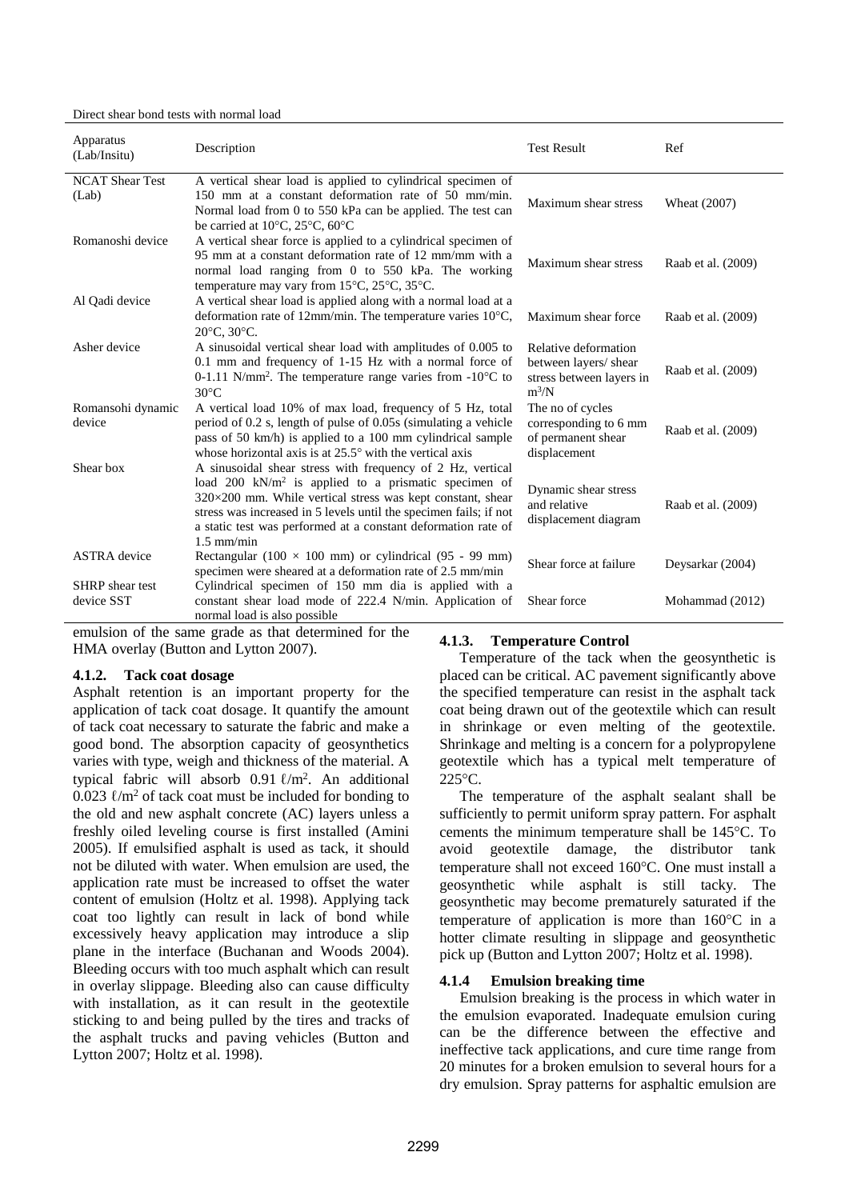Direct shear bond tests with normal load

| Apparatus (Lab/Insitu) | Description | Test Result | Ref |
|---|---|---|---|
| NCAT Shear Test (Lab) | A vertical shear load is applied to cylindrical specimen of 150 mm at a constant deformation rate of 50 mm/min. Normal load from 0 to 550 kPa can be applied. The test can be carried at 10°C, 25°C, 60°C | Maximum shear stress | Wheat (2007) |
| Romanoshi device | A vertical shear force is applied to a cylindrical specimen of 95 mm at a constant deformation rate of 12 mm/mm with a normal load ranging from 0 to 550 kPa. The working temperature may vary from 15°C, 25°C, 35°C. | Maximum shear stress | Raab et al. (2009) |
| Al Qadi device | A vertical shear load is applied along with a normal load at a deformation rate of 12mm/min. The temperature varies 10°C, 20°C, 30°C. | Maximum shear force | Raab et al. (2009) |
| Asher device | A sinusoidal vertical shear load with amplitudes of 0.005 to 0.1 mm and frequency of 1-15 Hz with a normal force of 0-1.11 N/mm². The temperature range varies from -10°C to 30°C | Relative deformation between layers/ shear stress between layers in m³/N | Raab et al. (2009) |
| Romansohi dynamic device | A vertical load 10% of max load, frequency of 5 Hz, total period of 0.2 s, length of pulse of 0.05s (simulating a vehicle pass of 50 km/h) is applied to a 100 mm cylindrical sample whose horizontal axis is at 25.5° with the vertical axis | The no of cycles corresponding to 6 mm of permanent shear displacement | Raab et al. (2009) |
| Shear box | A sinusoidal shear stress with frequency of 2 Hz, vertical load 200 kN/m² is applied to a prismatic specimen of 320×200 mm. While vertical stress was kept constant, shear stress was increased in 5 levels until the specimen fails; if not a static test was performed at a constant deformation rate of 1.5 mm/min | Dynamic shear stress and relative displacement diagram | Raab et al. (2009) |
| ASTRA device | Rectangular (100 × 100 mm) or cylindrical (95 - 99 mm) specimen were sheared at a deformation rate of 2.5 mm/min | Shear force at failure | Deysarkar (2004) |
| SHRP shear test device SST | Cylindrical specimen of 150 mm dia is applied with a constant shear load mode of 222.4 N/min. Application of normal load is also possible | Shear force | Mohammad (2012) |

emulsion of the same grade as that determined for the HMA overlay (Button and Lytton 2007).

#### 4.1.2. Tack coat dosage

Asphalt retention is an important property for the application of tack coat dosage. It quantify the amount of tack coat necessary to saturate the fabric and make a good bond. The absorption capacity of geosynthetics varies with type, weigh and thickness of the material. A typical fabric will absorb 0.91 ℓ/m². An additional 0.023 ℓ/m² of tack coat must be included for bonding to the old and new asphalt concrete (AC) layers unless a freshly oiled leveling course is first installed (Amini 2005). If emulsified asphalt is used as tack, it should not be diluted with water. When emulsion are used, the application rate must be increased to offset the water content of emulsion (Holtz et al. 1998). Applying tack coat too lightly can result in lack of bond while excessively heavy application may introduce a slip plane in the interface (Buchanan and Woods 2004). Bleeding occurs with too much asphalt which can result in overlay slippage. Bleeding also can cause difficulty with installation, as it can result in the geotextile sticking to and being pulled by the tires and tracks of the asphalt trucks and paving vehicles (Button and Lytton 2007; Holtz et al. 1998).

#### 4.1.3. Temperature Control

Temperature of the tack when the geosynthetic is placed can be critical. AC pavement significantly above the specified temperature can resist in the asphalt tack coat being drawn out of the geotextile which can result in shrinkage or even melting of the geotextile. Shrinkage and melting is a concern for a polypropylene geotextile which has a typical melt temperature of 225°C.

The temperature of the asphalt sealant shall be sufficiently to permit uniform spray pattern. For asphalt cements the minimum temperature shall be 145°C. To avoid geotextile damage, the distributor tank temperature shall not exceed 160°C. One must install a geosynthetic while asphalt is still tacky. The geosynthetic may become prematurely saturated if the temperature of application is more than 160°C in a hotter climate resulting in slippage and geosynthetic pick up (Button and Lytton 2007; Holtz et al. 1998).

#### 4.1.4 Emulsion breaking time

Emulsion breaking is the process in which water in the emulsion evaporated. Inadequate emulsion curing can be the difference between the effective and ineffective tack applications, and cure time range from 20 minutes for a broken emulsion to several hours for a dry emulsion. Spray patterns for asphaltic emulsion are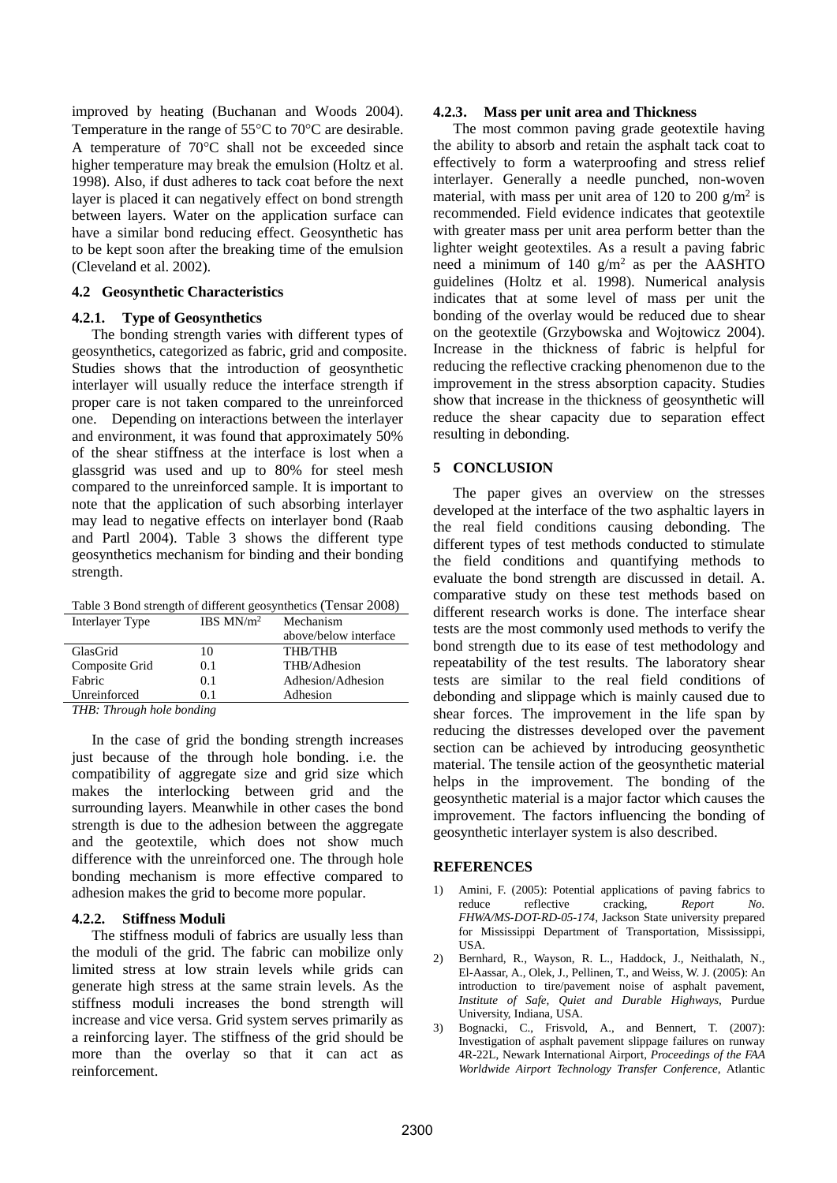improved by heating (Buchanan and Woods 2004). Temperature in the range of 55°C to 70°C are desirable. A temperature of 70°C shall not be exceeded since higher temperature may break the emulsion (Holtz et al. 1998). Also, if dust adheres to tack coat before the next layer is placed it can negatively effect on bond strength between layers. Water on the application surface can have a similar bond reducing effect. Geosynthetic has to be kept soon after the breaking time of the emulsion (Cleveland et al. 2002).

### 4.2 Geosynthetic Characteristics

#### 4.2.1. Type of Geosynthetics

The bonding strength varies with different types of geosynthetics, categorized as fabric, grid and composite. Studies shows that the introduction of geosynthetic interlayer will usually reduce the interface strength if proper care is not taken compared to the unreinforced one. Depending on interactions between the interlayer and environment, it was found that approximately 50% of the shear stiffness at the interface is lost when a glassgrid was used and up to 80% for steel mesh compared to the unreinforced sample. It is important to note that the application of such absorbing interlayer may lead to negative effects on interlayer bond (Raab and Partl 2004). Table 3 shows the different type geosynthetics mechanism for binding and their bonding strength.

Table 3 Bond strength of different geosynthetics (Tensar 2008)

| Interlayer Type | IBS $MN/m^2$ | Mechanism above/below interface |
|---|---|---|
| GlasGrid | 10 | THB/THB |
| Composite Grid | 0.1 | THB/Adhesion |
| Fabric | 0.1 | Adhesion/Adhesion |
| Unreinforced | 0.1 | Adhesion |

*THB: Through hole bonding*

In the case of grid the bonding strength increases just because of the through hole bonding. i.e. the compatibility of aggregate size and grid size which makes the interlocking between grid and the surrounding layers. Meanwhile in other cases the bond strength is due to the adhesion between the aggregate and the geotextile, which does not show much difference with the unreinforced one. The through hole bonding mechanism is more effective compared to adhesion makes the grid to become more popular.

#### 4.2.2. Stiffness Moduli

The stiffness moduli of fabrics are usually less than the moduli of the grid. The fabric can mobilize only limited stress at low strain levels while grids can generate high stress at the same strain levels. As the stiffness moduli increases the bond strength will increase and vice versa. Grid system serves primarily as a reinforcing layer. The stiffness of the grid should be more than the overlay so that it can act as reinforcement.

#### 4.2.3. Mass per unit area and Thickness

The most common paving grade geotextile having the ability to absorb and retain the asphalt tack coat to effectively to form a waterproofing and stress relief interlayer. Generally a needle punched, non-woven material, with mass per unit area of 120 to 200 $g/m^2$ is recommended. Field evidence indicates that geotextile with greater mass per unit area perform better than the lighter weight geotextiles. As a result a paving fabric need a minimum of 140 $g/m^2$ as per the AASHTO guidelines (Holtz et al. 1998). Numerical analysis indicates that at some level of mass per unit the bonding of the overlay would be reduced due to shear on the geotextile (Grzybowska and Wojtowicz 2004). Increase in the thickness of fabric is helpful for reducing the reflective cracking phenomenon due to the improvement in the stress absorption capacity. Studies show that increase in the thickness of geosynthetic will reduce the shear capacity due to separation effect resulting in debonding.

## 5 CONCLUSION

The paper gives an overview on the stresses developed at the interface of the two asphaltic layers in the real field conditions causing debonding. The different types of test methods conducted to stimulate the field conditions and quantifying methods to evaluate the bond strength are discussed in detail. A. comparative study on these test methods based on different research works is done. The interface shear tests are the most commonly used methods to verify the bond strength due to its ease of test methodology and repeatability of the test results. The laboratory shear tests are similar to the real field conditions of debonding and slippage which is mainly caused due to shear forces. The improvement in the life span by reducing the distresses developed over the pavement section can be achieved by introducing geosynthetic material. The tensile action of the geosynthetic material helps in the improvement. The bonding of the geosynthetic material is a major factor which causes the improvement. The factors influencing the bonding of geosynthetic interlayer system is also described.

## REFERENCES

1) Amini, F. (2005): Potential applications of paving fabrics to reduce reflective cracking, *Report No. FHWA/MS-DOT-RD-05-174*, Jackson State university prepared for Mississippi Department of Transportation, Mississippi, USA.
2) Bernhard, R., Wayson, R. L., Haddock, J., Neithalath, N., El-Aassar, A., Olek, J., Pellinen, T., and Weiss, W. J. (2005): An introduction to tire/pavement noise of asphalt pavement, *Institute of Safe, Quiet and Durable Highways*, Purdue University, Indiana, USA.
3) Bognacki, C., Frisvold, A., and Bennert, T. (2007): Investigation of asphalt pavement slippage failures on runway 4R-22L, Newark International Airport, *Proceedings of the FAA Worldwide Airport Technology Transfer Conference*, Atlantic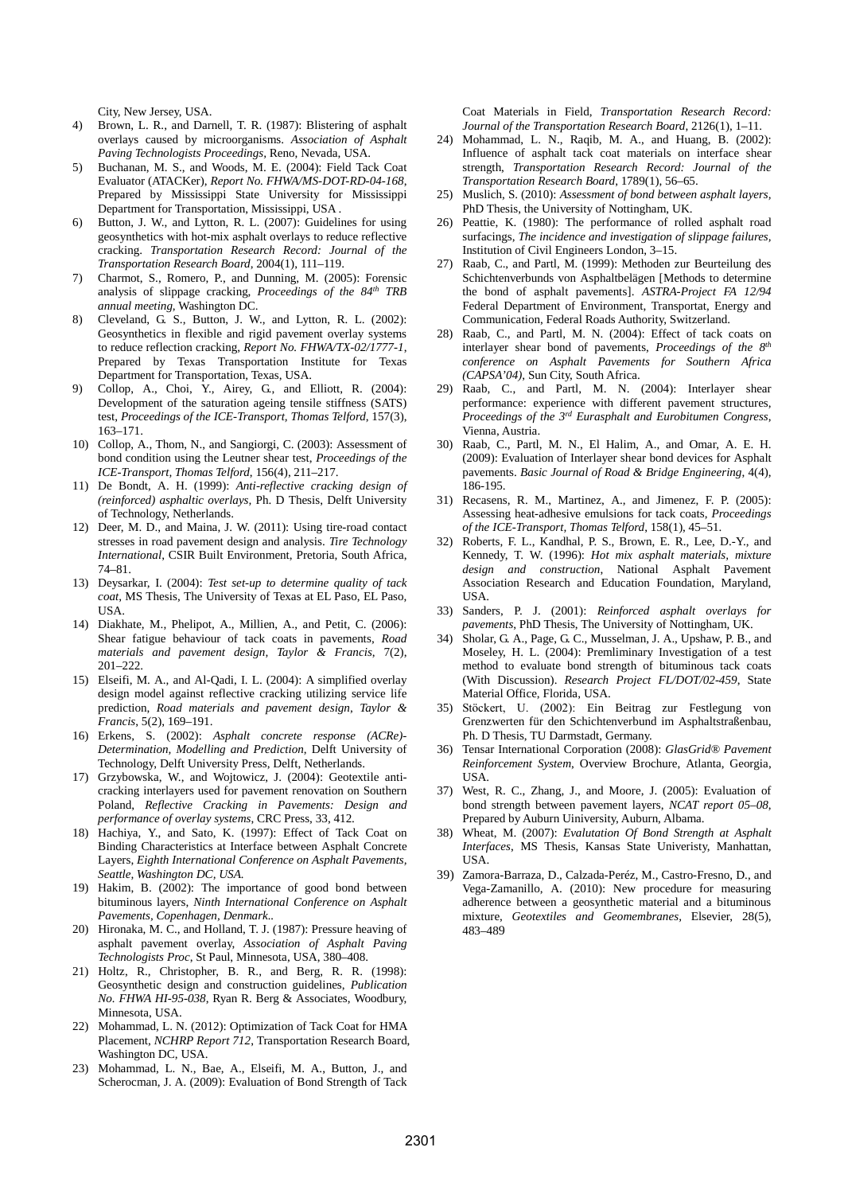City, New Jersey, USA.

4) Brown, L. R., and Darnell, T. R. (1987): Blistering of asphalt overlays caused by microorganisms. *Association of Asphalt Paving Technologists Proceedings*, Reno, Nevada, USA.
5) Buchanan, M. S., and Woods, M. E. (2004): Field Tack Coat Evaluator (ATACKer), *Report No. FHWA/MS-DOT-RD-04-168*, Prepared by Mississippi State University for Mississippi Department for Transportation, Mississippi, USA .
6) Button, J. W., and Lytton, R. L. (2007): Guidelines for using geosynthetics with hot-mix asphalt overlays to reduce reflective cracking. *Transportation Research Record: Journal of the Transportation Research Board*, 2004(1), 111–119.
7) Charmot, S., Romero, P., and Dunning, M. (2005): Forensic analysis of slippage cracking, *Proceedings of the 84th TRB annual meeting*, Washington DC.
8) Cleveland, G. S., Button, J. W., and Lytton, R. L. (2002): Geosynthetics in flexible and rigid pavement overlay systems to reduce reflection cracking, *Report No. FHWA/TX-02/1777-1*, Prepared by Texas Transportation Institute for Texas Department for Transportation, Texas, USA.
9) Collop, A., Choi, Y., Airey, G., and Elliott, R. (2004): Development of the saturation ageing tensile stiffness (SATS) test, *Proceedings of the ICE-Transport, Thomas Telford*, 157(3), 163–171.
10) Collop, A., Thom, N., and Sangiorgi, C. (2003): Assessment of bond condition using the Leutner shear test, *Proceedings of the ICE-Transport, Thomas Telford*, 156(4), 211–217.
11) De Bondt, A. H. (1999): *Anti-reflective cracking design of (reinforced) asphaltic overlays*, Ph. D Thesis, Delft University of Technology, Netherlands.
12) Deer, M. D., and Maina, J. W. (2011): Using tire-road contact stresses in road pavement design and analysis. *Tire Technology International*, CSIR Built Environment, Pretoria, South Africa, 74–81.
13) Deysarkar, I. (2004): *Test set-up to determine quality of tack coat*, MS Thesis, The University of Texas at EL Paso, EL Paso, USA.
14) Diakhate, M., Phelipot, A., Millien, A., and Petit, C. (2006): Shear fatigue behaviour of tack coats in pavements, *Road materials and pavement design, Taylor & Francis*, 7(2), 201–222.
15) Elseifi, M. A., and Al-Qadi, I. L. (2004): A simplified overlay design model against reflective cracking utilizing service life prediction, *Road materials and pavement design, Taylor & Francis*, 5(2), 169–191.
16) Erkens, S. (2002): *Asphalt concrete response (ACRe)-Determination, Modelling and Prediction*, Delft University of Technology, Delft University Press, Delft, Netherlands.
17) Grzybowska, W., and Wojtowicz, J. (2004): Geotextile anti-cracking interlayers used for pavement renovation on Southern Poland, *Reflective Cracking in Pavements: Design and performance of overlay systems*, CRC Press, 33, 412.
18) Hachiya, Y., and Sato, K. (1997): Effect of Tack Coat on Binding Characteristics at Interface between Asphalt Concrete Layers, *Eighth International Conference on Asphalt Pavements, Seattle, Washington DC, USA.*
19) Hakim, B. (2002): The importance of good bond between bituminous layers, *Ninth International Conference on Asphalt Pavements, Copenhagen, Denmark.*.
20) Hironaka, M. C., and Holland, T. J. (1987): Pressure heaving of asphalt pavement overlay, *Association of Asphalt Paving Technologists Proc*, St Paul, Minnesota, USA, 380–408.
21) Holtz, R., Christopher, B. R., and Berg, R. R. (1998): Geosynthetic design and construction guidelines, *Publication No. FHWA HI-95-038*, Ryan R. Berg & Associates, Woodbury, Minnesota, USA.
22) Mohammad, L. N. (2012): Optimization of Tack Coat for HMA Placement, *NCHRP Report 712*, Transportation Research Board, Washington DC, USA.
23) Mohammad, L. N., Bae, A., Elseifi, M. A., Button, J., and Scherocman, J. A. (2009): Evaluation of Bond Strength of Tack Coat Materials in Field, *Transportation Research Record: Journal of the Transportation Research Board*, 2126(1), 1–11.
24) Mohammad, L. N., Raqib, M. A., and Huang, B. (2002): Influence of asphalt tack coat materials on interface shear strength, *Transportation Research Record: Journal of the Transportation Research Board*, 1789(1), 56–65.
25) Muslich, S. (2010): *Assessment of bond between asphalt layers*, PhD Thesis, the University of Nottingham, UK.
26) Peattie, K. (1980): The performance of rolled asphalt road surfacings, *The incidence and investigation of slippage failures*, Institution of Civil Engineers London, 3–15.
27) Raab, C., and Partl, M. (1999): Methoden zur Beurteilung des Schichtenverbunds von Asphaltbelägen [Methods to determine the bond of asphalt pavements]. *ASTRA-Project FA 12/94* Federal Department of Environment, Transportat, Energy and Communication, Federal Roads Authority, Switzerland.
28) Raab, C., and Partl, M. N. (2004): Effect of tack coats on interlayer shear bond of pavements, *Proceedings of the 8th conference on Asphalt Pavements for Southern Africa (CAPSA'04)*, Sun City, South Africa.
29) Raab, C., and Partl, M. N. (2004): Interlayer shear performance: experience with different pavement structures, *Proceedings of the 3rd Eurasphalt and Eurobitumen Congress*, Vienna, Austria.
30) Raab, C., Partl, M. N., El Halim, A., and Omar, A. E. H. (2009): Evaluation of Interlayer shear bond devices for Asphalt pavements. *Basic Journal of Road & Bridge Engineering*, 4(4), 186-195.
31) Recasens, R. M., Martinez, A., and Jimenez, F. P. (2005): Assessing heat-adhesive emulsions for tack coats, *Proceedings of the ICE-Transport, Thomas Telford*, 158(1), 45–51.
32) Roberts, F. L., Kandhal, P. S., Brown, E. R., Lee, D.-Y., and Kennedy, T. W. (1996): *Hot mix asphalt materials, mixture design and construction*, National Asphalt Pavement Association Research and Education Foundation, Maryland, USA.
33) Sanders, P. J. (2001): *Reinforced asphalt overlays for pavements*, PhD Thesis, The University of Nottingham, UK.
34) Sholar, G. A., Page, G. C., Musselman, J. A., Upshaw, P. B., and Moseley, H. L. (2004): Premliminary Investigation of a test method to evaluate bond strength of bituminous tack coats (With Discussion). *Research Project FL/DOT/02-459*, State Material Office, Florida, USA.
35) Stöckert, U. (2002): Ein Beitrag zur Festlegung von Grenzwerten für den Schichtenverbund im Asphaltstraßenbau, Ph. D Thesis, TU Darmstadt, Germany.
36) Tensar International Corporation (2008): *GlasGrid® Pavement Reinforcement System*, Overview Brochure, Atlanta, Georgia, USA.
37) West, R. C., Zhang, J., and Moore, J. (2005): Evaluation of bond strength between pavement layers, *NCAT report 05–08*, Prepared by Auburn Uiniversity, Auburn, Albama.
38) Wheat, M. (2007): *Evalutation Of Bond Strength at Asphalt Interfaces*, MS Thesis, Kansas State Univeristy, Manhattan, USA.
39) Zamora-Barraza, D., Calzada-Peréz, M., Castro-Fresno, D., and Vega-Zamanillo, A. (2010): New procedure for measuring adherence between a geosynthetic material and a bituminous mixture, *Geotextiles and Geomembranes*, Elsevier, 28(5), 483–489